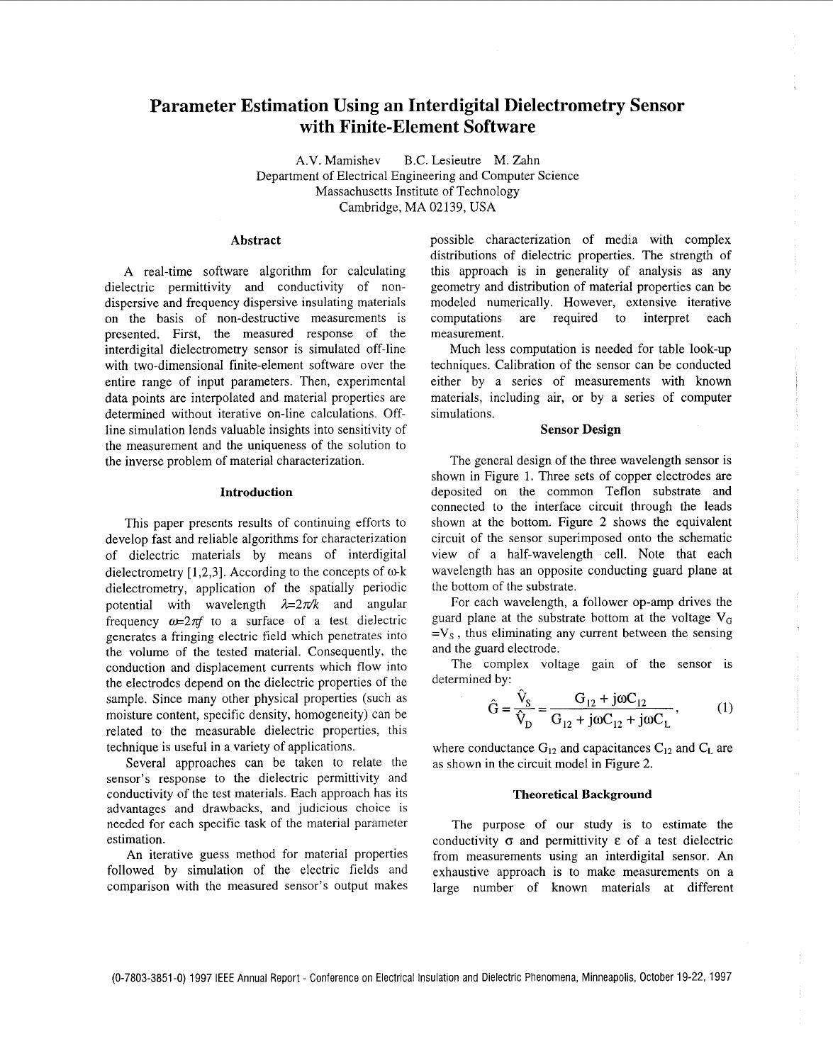# Parameter Estimation Using an Interdigital Dielectrometry Sensor with Finite-Element Software

A.V. Mamishev B.C. Lesieutre M. Zahn
Department of Electrical Engineering and Computer Science
Massachusetts Institute of Technology
Cambridge, MA 02139, USA

## Abstract

A real-time software algorithm for calculating dielectric permittivity and conductivity of non-dispersive and frequency dispersive insulating materials on the basis of non-destructive measurements is presented. First, the measured response of the interdigital dielectrometry sensor is simulated off-line with two-dimensional finite-element software over the entire range of input parameters. Then, experimental data points are interpolated and material properties are determined without iterative on-line calculations. Off-line simulation lends valuable insights into sensitivity of the measurement and the uniqueness of the solution to the inverse problem of material characterization.

## Introduction

This paper presents results of continuing efforts to develop fast and reliable algorithms for characterization of dielectric materials by means of interdigital dielectrometry [1,2,3]. According to the concepts of ω-k dielectrometry, application of the spatially periodic potential with wavelength $\lambda=2\pi/k$ and angular frequency $\omega=2\pi f$ to a surface of a test dielectric generates a fringing electric field which penetrates into the volume of the tested material. Consequently, the conduction and displacement currents which flow into the electrodes depend on the dielectric properties of the sample. Since many other physical properties (such as moisture content, specific density, homogeneity) can be related to the measurable dielectric properties, this technique is useful in a variety of applications.

Several approaches can be taken to relate the sensor's response to the dielectric permittivity and conductivity of the test materials. Each approach has its advantages and drawbacks, and judicious choice is needed for each specific task of the material parameter estimation.

An iterative guess method for material properties followed by simulation of the electric fields and comparison with the measured sensor's output makes possible characterization of media with complex distributions of dielectric properties. The strength of this approach is in generality of analysis as any geometry and distribution of material properties can be modeled numerically. However, extensive iterative computations are required to interpret each measurement.

Much less computation is needed for table look-up techniques. Calibration of the sensor can be conducted either by a series of measurements with known materials, including air, or by a series of computer simulations.

## Sensor Design

The general design of the three wavelength sensor is shown in Figure 1. Three sets of copper electrodes are deposited on the common Teflon substrate and connected to the interface circuit through the leads shown at the bottom. Figure 2 shows the equivalent circuit of the sensor superimposed onto the schematic view of a half-wavelength cell. Note that each wavelength has an opposite conducting guard plane at the bottom of the substrate.

For each wavelength, a follower op-amp drives the guard plane at the substrate bottom at the voltage $V_G = V_S$, thus eliminating any current between the sensing and the guard electrode.

The complex voltage gain of the sensor is determined by:

$$\hat{G} = \frac{\hat{V}_S}{\hat{V}_D} = \frac{G_{12} + j\omega C_{12}}{G_{12} + j\omega C_{12} + j\omega C_L}, \qquad (1)$$

where conductance $G_{12}$ and capacitances $C_{12}$ and $C_L$ are as shown in the circuit model in Figure 2.

## Theoretical Background

The purpose of our study is to estimate the conductivity $\sigma$ and permittivity $\varepsilon$ of a test dielectric from measurements using an interdigital sensor. An exhaustive approach is to make measurements on a large number of known materials at different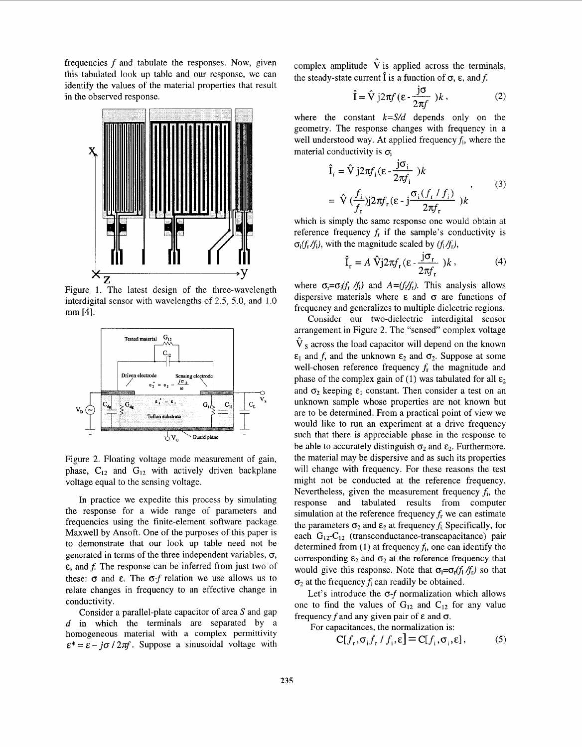frequencies $f$ and tabulate the responses. Now, given this tabulated look up table and our response, we can identify the values of the material properties that result in the observed response.

Figure 1. The latest design of the three-wavelength interdigital sensor with wavelengths of 2.5, 5.0, and 1.0 mm [4].

Figure 2. Floating voltage mode measurement of gain, phase, $C_{12}$ and $G_{12}$ with actively driven backplane voltage equal to the sensing voltage.

In practice we expedite this process by simulating the response for a wide range of parameters and frequencies using the finite-element software package Maxwell by Ansoft. One of the purposes of this paper is to demonstrate that our look up table need not be generated in terms of the three independent variables, $\sigma$, $\varepsilon$, and $f$. The response can be inferred from just two of these: $\sigma$ and $\varepsilon$. The $\sigma$-$f$ relation we use allows us to relate changes in frequency to an effective change in conductivity.

Consider a parallel-plate capacitor of area $S$ and gap $d$ in which the terminals are separated by a homogeneous material with a complex permittivity $\varepsilon^* = \varepsilon - j\sigma/2\pi f$. Suppose a sinusoidal voltage with complex amplitude $\hat{V}$ is applied across the terminals, the steady-state current $\hat{I}$ is a function of $\sigma$, $\varepsilon$, and $f$.

$$\hat{I} = \hat{V}\, j2\pi f\,(\varepsilon - \frac{j\sigma}{2\pi f})k, \tag{2}$$

where the constant $k=S/d$ depends only on the geometry. The response changes with frequency in a well understood way. At applied frequency $f_i$, where the material conductivity is $\sigma_i$

$$\begin{aligned}\hat{I}_i &= \hat{V}\, j2\pi f_i(\varepsilon - \frac{j\sigma_i}{2\pi f_i})k \\ &= \hat{V}\,(\frac{f_i}{f_r}) j2\pi f_r(\varepsilon - j\frac{\sigma_i(f_r/f_i)}{2\pi f_r})k\end{aligned}, \tag{3}$$

which is simply the same response one would obtain at reference frequency $f_r$ if the sample's conductivity is $\sigma_i(f_r/f_i)$, with the magnitude scaled by $(f_i/f_r)$,

$$\hat{I}_r = A\, \hat{V} j2\pi f_r(\varepsilon - \frac{j\sigma_r}{2\pi f_r})k, \tag{4}$$

where $\sigma_r=\sigma_i(f_r/f_i)$ and $A=(f_i/f_r)$. This analysis allows dispersive materials where $\varepsilon$ and $\sigma$ are functions of frequency and generalizes to multiple dielectric regions.

Consider our two-dielectric interdigital sensor arrangement in Figure 2. The "sensed" complex voltage $\hat{V}_S$ across the load capacitor will depend on the known $\varepsilon_1$ and $f$, and the unknown $\varepsilon_2$ and $\sigma_2$. Suppose at some well-chosen reference frequency $f_r$ the magnitude and phase of the complex gain of (1) was tabulated for all $\varepsilon_2$ and $\sigma_2$ keeping $\varepsilon_1$ constant. Then consider a test on an unknown sample whose properties are not known but are to be determined. From a practical point of view we would like to run an experiment at a drive frequency such that there is appreciable phase in the response to be able to accurately distinguish $\sigma_2$ and $\varepsilon_2$. Furthermore, the material may be dispersive and as such its properties will change with frequency. For these reasons the test might not be conducted at the reference frequency. Nevertheless, given the measurement frequency $f_i$, the response and tabulated results from computer simulation at the reference frequency $f_r$ we can estimate the parameters $\sigma_2$ and $\varepsilon_2$ at frequency $f_i$. Specifically, for each $G_{12}$-$C_{12}$ (transconductance-transcapacitance) pair determined from (1) at frequency $f_i$, one can identify the corresponding $\varepsilon_2$ and $\sigma_2$ at the reference frequency that would give this response. Note that $\sigma_i=\sigma_r(f_i/f_r)$ so that $\sigma_2$ at the frequency $f_i$ can readily be obtained.

Let's introduce the $\sigma$-$f$ normalization which allows one to find the values of $G_{12}$ and $C_{12}$ for any value frequency $f$ and any given pair of $\varepsilon$ and $\sigma$.

For capacitances, the normalization is:

$$C[f_r, \sigma_i f_r / f_i, \varepsilon] = C[f_i, \sigma_i, \varepsilon], \tag{5}$$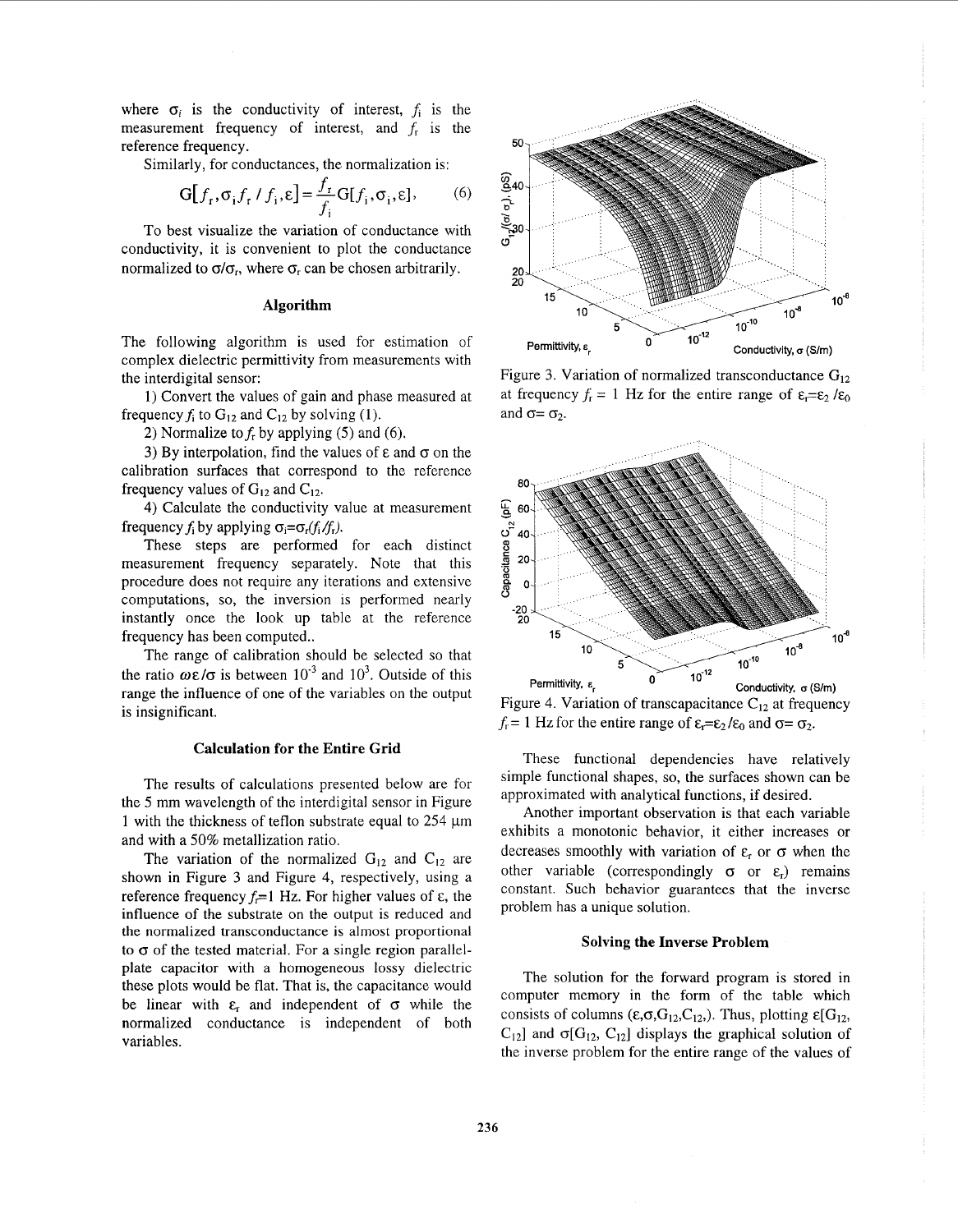where $\sigma_i$ is the conductivity of interest, $f_i$ is the measurement frequency of interest, and $f_r$ is the reference frequency.

Similarly, for conductances, the normalization is:

$$G[f_r, \sigma_i f_r / f_i, \varepsilon] = \frac{f_r}{f_i} G[f_i, \sigma_i, \varepsilon], \qquad (6)$$

To best visualize the variation of conductance with conductivity, it is convenient to plot the conductance normalized to $\sigma/\sigma_r$, where $\sigma_r$ can be chosen arbitrarily.

### Algorithm

The following algorithm is used for estimation of complex dielectric permittivity from measurements with the interdigital sensor:

1) Convert the values of gain and phase measured at frequency $f_i$ to $G_{12}$ and $C_{12}$ by solving (1).

2) Normalize to $f_r$ by applying (5) and (6).

3) By interpolation, find the values of $\varepsilon$ and $\sigma$ on the calibration surfaces that correspond to the reference frequency values of $G_{12}$ and $C_{12}$.

4) Calculate the conductivity value at measurement frequency $f_i$ by applying $\sigma_i = \sigma_r (f_i / f_r)$.

These steps are performed for each distinct measurement frequency separately. Note that this procedure does not require any iterations and extensive computations, so, the inversion is performed nearly instantly once the look up table at the reference frequency has been computed..

The range of calibration should be selected so that the ratio $\omega\varepsilon/\sigma$ is between $10^{-3}$ and $10^{3}$. Outside of this range the influence of one of the variables on the output is insignificant.

### Calculation for the Entire Grid

The results of calculations presented below are for the 5 mm wavelength of the interdigital sensor in Figure 1 with the thickness of teflon substrate equal to 254 μm and with a 50% metallization ratio.

The variation of the normalized $G_{12}$ and $C_{12}$ are shown in Figure 3 and Figure 4, respectively, using a reference frequency $f_r$=1 Hz. For higher values of $\varepsilon$, the influence of the substrate on the output is reduced and the normalized transconductance is almost proportional to $\sigma$ of the tested material. For a single region parallel-plate capacitor with a homogeneous lossy dielectric these plots would be flat. That is, the capacitance would be linear with $\varepsilon_r$ and independent of $\sigma$ while the normalized conductance is independent of both variables.

Figure 3. Variation of normalized transconductance $G_{12}$ at frequency $f_r$ = 1 Hz for the entire range of $\varepsilon_r = \varepsilon_2 / \varepsilon_0$ and $\sigma = \sigma_2$.

Figure 4. Variation of transcapacitance $C_{12}$ at frequency $f_r$ = 1 Hz for the entire range of $\varepsilon_r = \varepsilon_2 / \varepsilon_0$ and $\sigma = \sigma_2$.

These functional dependencies have relatively simple functional shapes, so, the surfaces shown can be approximated with analytical functions, if desired.

Another important observation is that each variable exhibits a monotonic behavior, it either increases or decreases smoothly with variation of $\varepsilon_r$ or $\sigma$ when the other variable (correspondingly $\sigma$ or $\varepsilon_r$) remains constant. Such behavior guarantees that the inverse problem has a unique solution.

### Solving the Inverse Problem

The solution for the forward program is stored in computer memory in the form of the table which consists of columns ($\varepsilon, \sigma, G_{12}, C_{12}$,). Thus, plotting $\varepsilon[G_{12}, C_{12}]$ and $\sigma[G_{12}, C_{12}]$ displays the graphical solution of the inverse problem for the entire range of the values of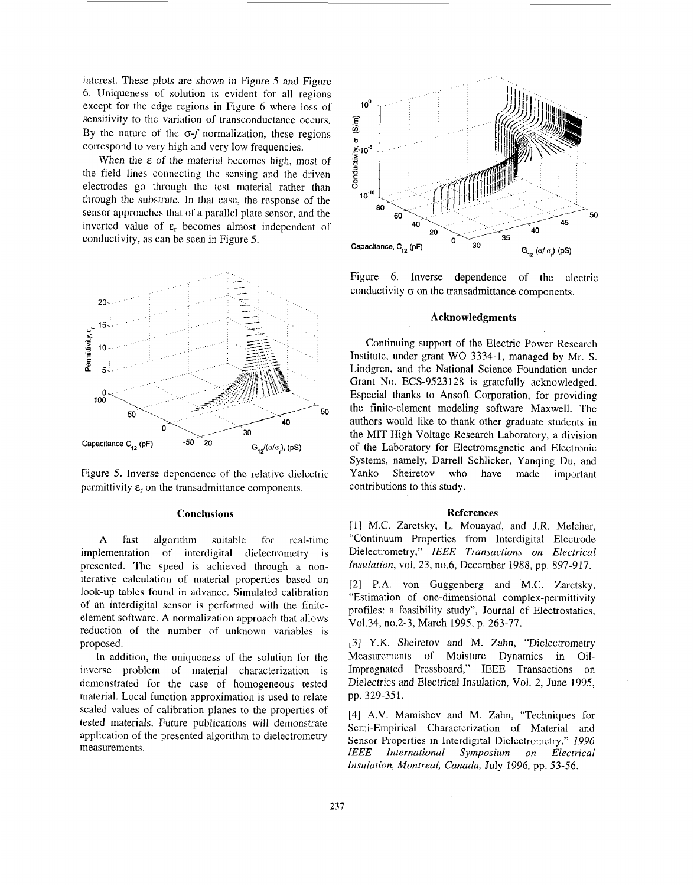interest. These plots are shown in Figure 5 and Figure 6. Uniqueness of solution is evident for all regions except for the edge regions in Figure 6 where loss of sensitivity to the variation of transconductance occurs. By the nature of the $\sigma$-$f$ normalization, these regions correspond to very high and very low frequencies.

When the $\varepsilon$ of the material becomes high, most of the field lines connecting the sensing and the driven electrodes go through the test material rather than through the substrate. In that case, the response of the sensor approaches that of a parallel plate sensor, and the inverted value of $\varepsilon_r$ becomes almost independent of conductivity, as can be seen in Figure 5.

Permittivity, $\varepsilon_r$
20
15
10
5
0
100
50
0
-50
Capacitance $C_{12}$ (pF)
20
30
40
50
$G_{12}/(\sigma/\sigma_r)$, (pS)

Figure 5. Inverse dependence of the relative dielectric permittivity $\varepsilon_r$ on the transadmittance components.

Conductivity, $\sigma$ (S/m)
$10^{0}$
$10^{-5}$
$10^{-10}$
80
60
40
20
0
Capacitance, $C_{12}$ (pF)
30
35
40
45
50
$G_{12}$ ($\sigma/\sigma_r$) (pS)

Figure 6. Inverse dependence of the electric conductivity $\sigma$ on the transadmittance components.

## Conclusions

A fast algorithm suitable for real-time implementation of interdigital dielectrometry is presented. The speed is achieved through a non-iterative calculation of material properties based on look-up tables found in advance. Simulated calibration of an interdigital sensor is performed with the finite-element software. A normalization approach that allows reduction of the number of unknown variables is proposed.

In addition, the uniqueness of the solution for the inverse problem of material characterization is demonstrated for the case of homogeneous tested material. Local function approximation is used to relate scaled values of calibration planes to the properties of tested materials. Future publications will demonstrate application of the presented algorithm to dielectrometry measurements.

## Acknowledgments

Continuing support of the Electric Power Research Institute, under grant WO 3334-1, managed by Mr. S. Lindgren, and the National Science Foundation under Grant No. ECS-9523128 is gratefully acknowledged. Especial thanks to Ansoft Corporation, for providing the finite-element modeling software Maxwell. The authors would like to thank other graduate students in the MIT High Voltage Research Laboratory, a division of the Laboratory for Electromagnetic and Electronic Systems, namely, Darrell Schlicker, Yanqing Du, and Yanko Sheiretov who have made important contributions to this study.

## References

[1] M.C. Zaretsky, L. Mouayad, and J.R. Melcher, "Continuum Properties from Interdigital Electrode Dielectrometry," *IEEE Transactions on Electrical Insulation*, vol. 23, no.6, December 1988, pp. 897-917.

[2] P.A. von Guggenberg and M.C. Zaretsky, "Estimation of one-dimensional complex-permittivity profiles: a feasibility study", Journal of Electrostatics, Vol.34, no.2-3, March 1995, p. 263-77.

[3] Y.K. Sheiretov and M. Zahn, "Dielectrometry Measurements of Moisture Dynamics in Oil-Impregnated Pressboard," IEEE Transactions on Dielectrics and Electrical Insulation, Vol. 2, June 1995, pp. 329-351.

[4] A.V. Mamishev and M. Zahn, "Techniques for Semi-Empirical Characterization of Material and Sensor Properties in Interdigital Dielectrometry," *1996 IEEE International Symposium on Electrical Insulation, Montreal, Canada,* July 1996, pp. 53-56.